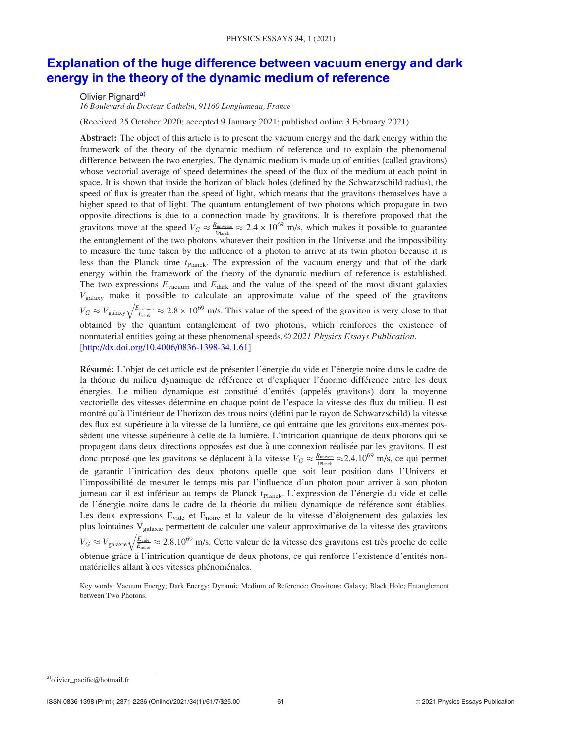# Explanation of the huge difference between vacuum energy and dark energy in the theory of the dynamic medium of reference

Olivier Pignard[a)]

*16 Boulevard du Docteur Cathelin, 91160 Longjumeau, France*

(Received 25 October 2020; accepted 9 January 2021; published online 3 February 2021)

**Abstract:** The object of this article is to present the vacuum energy and the dark energy within the framework of the theory of the dynamic medium of reference and to explain the phenomenal difference between the two energies. The dynamic medium is made up of entities (called gravitons) whose vectorial average of speed determines the speed of the flux of the medium at each point in space. It is shown that inside the horizon of black holes (defined by the Schwarzschild radius), the speed of flux is greater than the speed of light, which means that the gravitons themselves have a higher speed to that of light. The quantum entanglement of two photons which propagate in two opposite directions is due to a connection made by gravitons. It is therefore proposed that the gravitons move at the speed $V_G \approx \frac{R_{\text{universe}}}{t_{\text{Planck}}} \approx 2.4 \times 10^{69}$ m/s, which makes it possible to guarantee the entanglement of the two photons whatever their position in the Universe and the impossibility to measure the time taken by the influence of a photon to arrive at its twin photon because it is less than the Planck time $t_{\text{Planck}}$. The expression of the vacuum energy and that of the dark energy within the framework of the theory of the dynamic medium of reference is established. The two expressions $E_{\text{vacuum}}$ and $E_{\text{dark}}$ and the value of the speed of the most distant galaxies $V_{\text{galaxy}}$ make it possible to calculate an approximate value of the speed of the gravitons $V_G \approx V_{\text{galaxy}}\sqrt{\frac{E_{\text{vacuum}}}{E_{\text{dark}}}} \approx 2.8 \times 10^{69}$ m/s. This value of the speed of the graviton is very close to that obtained by the quantum entanglement of two photons, which reinforces the existence of nonmaterial entities going at these phenomenal speeds. © *2021 Physics Essays Publication*. [http://dx.doi.org/10.4006/0836-1398-34.1.61]

**Résumé:** L'objet de cet article est de présenter l'énergie du vide et l'énergie noire dans le cadre de la théorie du milieu dynamique de référence et d'expliquer l'énorme différence entre les deux énergies. Le milieu dynamique est constitué d'entités (appelés gravitons) dont la moyenne vectorielle des vitesses détermine en chaque point de l'espace la vitesse des flux du milieu. Il est montré qu'à l'intérieur de l'horizon des trous noirs (défini par le rayon de Schwarzschild) la vitesse des flux est supérieure à la vitesse de la lumière, ce qui entraine que les gravitons eux-mêmes possèdent une vitesse supérieure à celle de la lumière. L'intrication quantique de deux photons qui se propagent dans deux directions opposées est due à une connexion réalisée par les gravitons. Il est donc proposé que les gravitons se déplacent à la vitesse $V_G \approx \frac{R_{\text{univers}}}{t_{\text{Planck}}} \approx 2.4.10^{69}$ m/s, ce qui permet de garantir l'intrication des deux photons quelle que soit leur position dans l'Univers et l'impossibilité de mesurer le temps mis par l'influence d'un photon pour arriver à son photon jumeau car il est inférieur au temps de Planck $t_{\text{Planck}}$. L'expression de l'énergie du vide et celle de l'énergie noire dans le cadre de la théorie du milieu dynamique de référence sont établies. Les deux expressions $E_{\text{vide}}$ et $E_{\text{noire}}$ et la valeur de la vitesse d'éloignement des galaxies les plus lointaines $V_{\text{galaxie}}$ permettent de calculer une valeur approximative de la vitesse des gravitons $V_G \approx V_{\text{galaxie}}\sqrt{\frac{E_{\text{vide}}}{E_{\text{noire}}}} \approx 2.8.10^{69}$ m/s. Cette valeur de la vitesse des gravitons est très proche de celle obtenue grâce à l'intrication quantique de deux photons, ce qui renforce l'existence d'entités non-matérielles allant à ces vitesses phénoménales.

Key words: Vacuum Energy; Dark Energy; Dynamic Medium of Reference; Gravitons; Galaxy; Black Hole; Entanglement between Two Photons.

[a)]olivier_pacific@hotmail.fr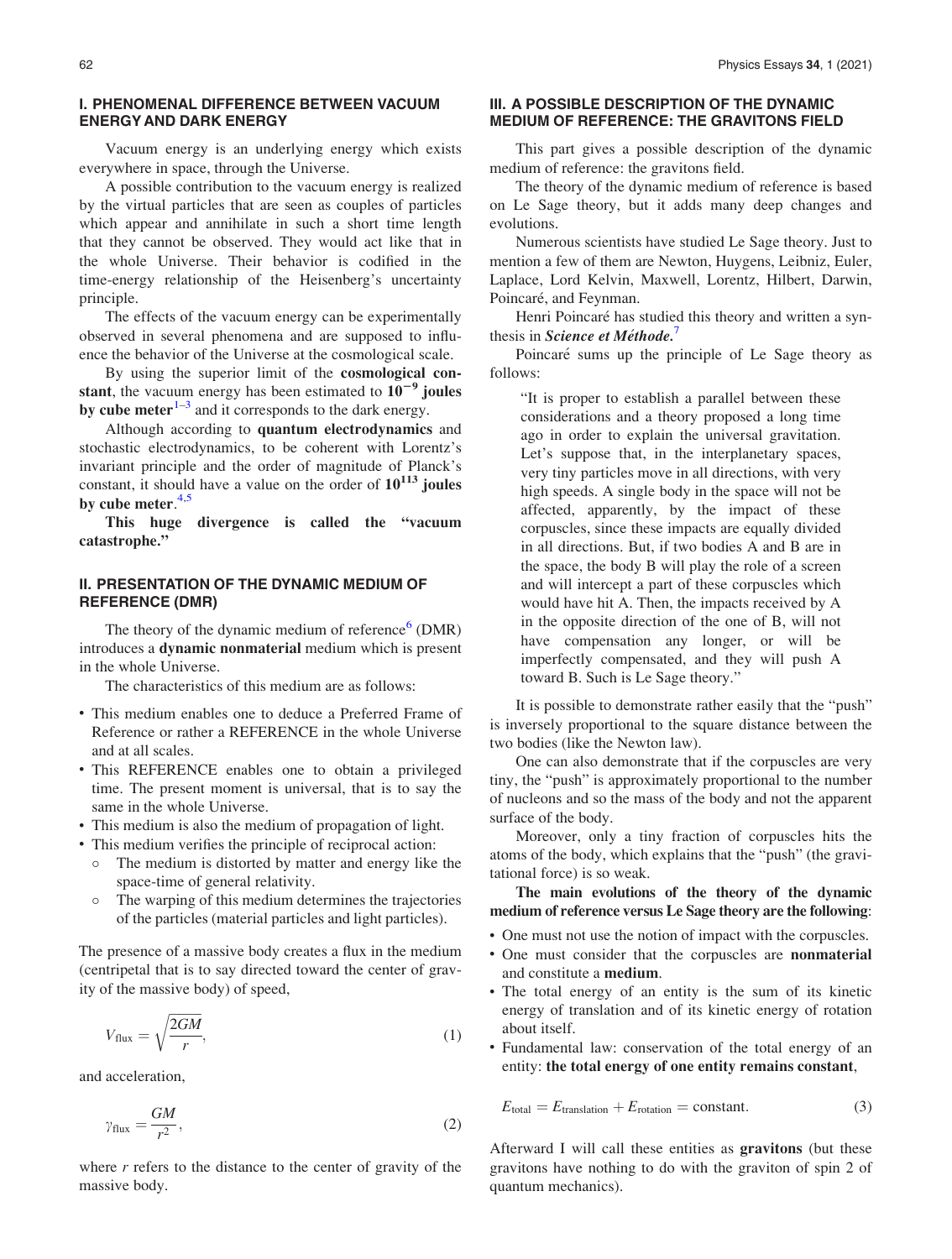## I. PHENOMENAL DIFFERENCE BETWEEN VACUUM ENERGY AND DARK ENERGY

Vacuum energy is an underlying energy which exists everywhere in space, through the Universe.

A possible contribution to the vacuum energy is realized by the virtual particles that are seen as couples of particles which appear and annihilate in such a short time length that they cannot be observed. They would act like that in the whole Universe. Their behavior is codified in the time-energy relationship of the Heisenberg's uncertainty principle.

The effects of the vacuum energy can be experimentally observed in several phenomena and are supposed to influence the behavior of the Universe at the cosmological scale.

By using the superior limit of the **cosmological constant**, the vacuum energy has been estimated to **$10^{-9}$ joules by cube meter**[1–3] and it corresponds to the dark energy.

Although according to **quantum electrodynamics** and stochastic electrodynamics, to be coherent with Lorentz's invariant principle and the order of magnitude of Planck's constant, it should have a value on the order of **$10^{113}$ joules by cube meter**.[4,5]

**This huge divergence is called the "vacuum catastrophe."**

## II. PRESENTATION OF THE DYNAMIC MEDIUM OF REFERENCE (DMR)

The theory of the dynamic medium of reference[6] (DMR) introduces a **dynamic nonmaterial** medium which is present in the whole Universe.

The characteristics of this medium are as follows:

- This medium enables one to deduce a Preferred Frame of Reference or rather a REFERENCE in the whole Universe and at all scales.
- This REFERENCE enables one to obtain a privileged time. The present moment is universal, that is to say the same in the whole Universe.
- This medium is also the medium of propagation of light.
- This medium verifies the principle of reciprocal action:
  - The medium is distorted by matter and energy like the space-time of general relativity.
  - The warping of this medium determines the trajectories of the particles (material particles and light particles).

The presence of a massive body creates a flux in the medium (centripetal that is to say directed toward the center of gravity of the massive body) of speed,

$$V_{\text{flux}} = \sqrt{\frac{2GM}{r}}, \tag{1}$$

and acceleration,

$$\gamma_{\text{flux}} = \frac{GM}{r^2}, \tag{2}$$

where $r$ refers to the distance to the center of gravity of the massive body.

## III. A POSSIBLE DESCRIPTION OF THE DYNAMIC MEDIUM OF REFERENCE: THE GRAVITONS FIELD

This part gives a possible description of the dynamic medium of reference: the gravitons field.

The theory of the dynamic medium of reference is based on Le Sage theory, but it adds many deep changes and evolutions.

Numerous scientists have studied Le Sage theory. Just to mention a few of them are Newton, Huygens, Leibniz, Euler, Laplace, Lord Kelvin, Maxwell, Lorentz, Hilbert, Darwin, Poincaré, and Feynman.

Henri Poincaré has studied this theory and written a synthesis in ***Science et Méthode***.[7]

Poincaré sums up the principle of Le Sage theory as follows:

> "It is proper to establish a parallel between these considerations and a theory proposed a long time ago in order to explain the universal gravitation. Let's suppose that, in the interplanetary spaces, very tiny particles move in all directions, with very high speeds. A single body in the space will not be affected, apparently, by the impact of these corpuscles, since these impacts are equally divided in all directions. But, if two bodies A and B are in the space, the body B will play the role of a screen and will intercept a part of these corpuscles which would have hit A. Then, the impacts received by A in the opposite direction of the one of B, will not have compensation any longer, or will be imperfectly compensated, and they will push A toward B. Such is Le Sage theory."

It is possible to demonstrate rather easily that the "push" is inversely proportional to the square distance between the two bodies (like the Newton law).

One can also demonstrate that if the corpuscles are very tiny, the "push" is approximately proportional to the number of nucleons and so the mass of the body and not the apparent surface of the body.

Moreover, only a tiny fraction of corpuscles hits the atoms of the body, which explains that the "push" (the gravitational force) is so weak.

**The main evolutions of the theory of the dynamic medium of reference versus Le Sage theory are the following**:

- One must not use the notion of impact with the corpuscles.
- One must consider that the corpuscles are **nonmaterial** and constitute a **medium**.
- The total energy of an entity is the sum of its kinetic energy of translation and of its kinetic energy of rotation about itself.
- Fundamental law: conservation of the total energy of an entity: **the total energy of one entity remains constant**,

$$E_{\text{total}} = E_{\text{translation}} + E_{\text{rotation}} = \text{constant}. \tag{3}$$

Afterward I will call these entities as **gravitons** (but these gravitons have nothing to do with the graviton of spin 2 of quantum mechanics).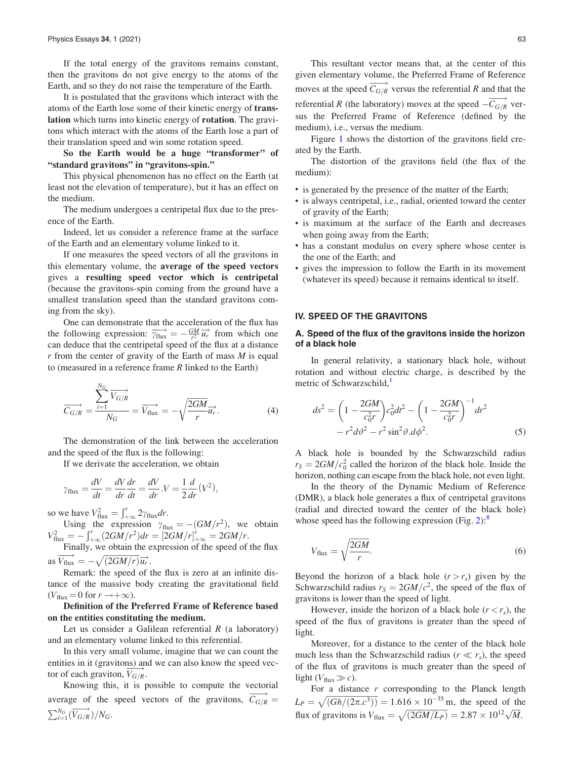If the total energy of the gravitons remains constant, then the gravitons do not give energy to the atoms of the Earth, and so they do not raise the temperature of the Earth.

It is postulated that the gravitons which interact with the atoms of the Earth lose some of their kinetic energy of **translation** which turns into kinetic energy of **rotation**. The gravitons which interact with the atoms of the Earth lose a part of their translation speed and win some rotation speed.

**So the Earth would be a huge "transformer" of "standard gravitons" in "gravitons-spin."**

This physical phenomenon has no effect on the Earth (at least not the elevation of temperature), but it has an effect on the medium.

The medium undergoes a centripetal flux due to the presence of the Earth.

Indeed, let us consider a reference frame at the surface of the Earth and an elementary volume linked to it.

If one measures the speed vectors of all the gravitons in this elementary volume, the **average of the speed vectors** gives a **resulting speed vector which is centripetal** (because the gravitons-spin coming from the ground have a smallest translation speed than the standard gravitons coming from the sky).

One can demonstrate that the acceleration of the flux has the following expression: $\overrightarrow{\gamma_{\text{flux}}} = -\frac{GM}{r^2}\overrightarrow{u_r}$ from which one can deduce that the centripetal speed of the flux at a distance $r$ from the center of gravity of the Earth of mass $M$ is equal to (measured in a reference frame $R$ linked to the Earth)

$$\overrightarrow{C_{G/R}} = \frac{\sum_{i=1}^{N_G} \overrightarrow{V_{G/R}}}{N_G} = \overrightarrow{V_{\text{flux}}} = -\sqrt{\frac{2GM}{r}}\overrightarrow{u_r}. \tag{4}$$

The demonstration of the link between the acceleration and the speed of the flux is the following:

If we derivate the acceleration, we obtain

$$\gamma_{\text{flux}} = \frac{dV}{dt} = \frac{dV}{dr}\frac{dr}{dt} = \frac{dV}{dr}.V = \frac{1}{2}\frac{d}{dr}(V^2),$$

so we have $V_{\text{flux}}^2 = \int_{+\infty}^{r} 2\gamma_{\text{flux}} dr$.

Using the expression $\gamma_{\text{flux}} = -(GM/r^2)$, we obtain $V_{\text{flux}}^2 = -\int_{+\infty}^{r}(2GM/r^2)dr = [2GM/r]_{+\infty}^{r} = 2GM/r$.

Finally, we obtain the expression of the speed of the flux as $\overrightarrow{V_{\text{flux}}} = -\sqrt{(2GM/r)}\overrightarrow{u_r}$.

Remark: the speed of the flux is zero at an infinite distance of the massive body creating the gravitational field ($V_{\text{flux}} = 0$ for $r \to +\infty$).

**Definition of the Preferred Frame of Reference based on the entities constituting the medium.**

Let us consider a Galilean referential $R$ (a laboratory) and an elementary volume linked to this referential.

In this very small volume, imagine that we can count the entities in it (gravitons) and we can also know the speed vector of each graviton, $\overrightarrow{V_{G/R}}$.

Knowing this, it is possible to compute the vectorial average of the speed vectors of the gravitons, $\overrightarrow{C_{G/R}} = \sum_{i=1}^{N_G}(\overrightarrow{V_{G/R}})/N_G$.

This resultant vector means that, at the center of this given elementary volume, the Preferred Frame of Reference moves at the speed $\overrightarrow{C_{G/R}}$ versus the referential $R$ and that the referential $R$ (the laboratory) moves at the speed $-\overrightarrow{C_{G/R}}$ versus the Preferred Frame of Reference (defined by the medium), i.e., versus the medium.

Figure 1 shows the distortion of the gravitons field created by the Earth.

The distortion of the gravitons field (the flux of the medium):

- is generated by the presence of the matter of the Earth;
- is always centripetal, i.e., radial, oriented toward the center of gravity of the Earth;
- is maximum at the surface of the Earth and decreases when going away from the Earth;
- has a constant modulus on every sphere whose center is the one of the Earth; and
- gives the impression to follow the Earth in its movement (whatever its speed) because it remains identical to itself.

## IV. SPEED OF THE GRAVITONS

### A. Speed of the flux of the gravitons inside the horizon of a black hole

In general relativity, a stationary black hole, without rotation and without electric charge, is described by the metric of Schwarzschild,[1]

$$ds^2 = \left(1 - \frac{2GM}{c_0^2 r}\right)c_0^2 dt^2 - \left(1 - \frac{2GM}{c_0^2 r}\right)^{-1} dr^2 - r^2 d\vartheta^2 - r^2 \sin^2\vartheta . d\phi^2. \tag{5}$$

A black hole is bounded by the Schwarzschild radius $r_S = 2GM/c_0^2$ called the horizon of the black hole. Inside the horizon, nothing can escape from the black hole, not even light.

In the theory of the Dynamic Medium of Reference (DMR), a black hole generates a flux of centripetal gravitons (radial and directed toward the center of the black hole) whose speed has the following expression (Fig. 2):[8]

$$V_{\text{flux}} = \sqrt{\frac{2GM}{r}}. \tag{6}$$

Beyond the horizon of a black hole ($r > r_s$) given by the Schwarzschild radius $r_S = 2GM/c^2$, the speed of the flux of gravitons is lower than the speed of light.

However, inside the horizon of a black hole ($r < r_s$), the speed of the flux of gravitons is greater than the speed of light.

Moreover, for a distance to the center of the black hole much less than the Schwarzschild radius ($r \ll r_s$), the speed of the flux of gravitons is much greater than the speed of light ($V_{\text{flux}} \gg c$).

For a distance $r$ corresponding to the Planck length $L_P = \sqrt{(Gh/(2\pi.c^3))} = 1.616 \times 10^{-35}$ m, the speed of the flux of gravitons is $V_{\text{flux}} = \sqrt{(2GM/L_P)} = 2.87 \times 10^{12}\sqrt{M}$.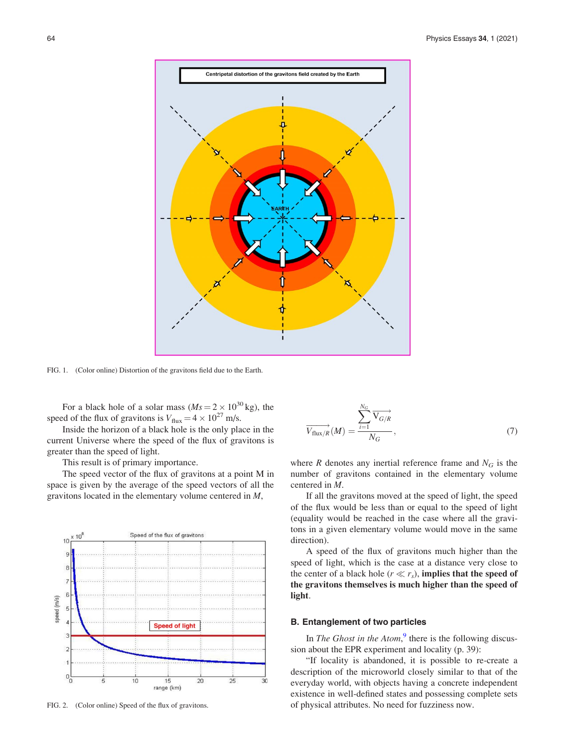FIG. 1. (Color online) Distortion of the gravitons field due to the Earth.

For a black hole of a solar mass ($Ms = 2 \times 10^{30}$ kg), the speed of the flux of gravitons is $V_{\text{flux}} = 4 \times 10^{27}$ m/s.

Inside the horizon of a black hole is the only place in the current Universe where the speed of the flux of gravitons is greater than the speed of light.

This result is of primary importance.

The speed vector of the flux of gravitons at a point M in space is given by the average of the speed vectors of all the gravitons located in the elementary volume centered in $M$,

FIG. 2. (Color online) Speed of the flux of gravitons.

$$\overrightarrow{V_{\text{flux}/R}}(M) = \frac{\sum_{i=1}^{N_G} \overrightarrow{V_{G/R}}}{N_G}, \tag{7}$$

where $R$ denotes any inertial reference frame and $N_G$ is the number of gravitons contained in the elementary volume centered in $M$.

If all the gravitons moved at the speed of light, the speed of the flux would be less than or equal to the speed of light (equality would be reached in the case where all the gravitons in a given elementary volume would move in the same direction).

A speed of the flux of gravitons much higher than the speed of light, which is the case at a distance very close to the center of a black hole ($r \ll r_s$), **implies that the speed of the gravitons themselves is much higher than the speed of light**.

### B. Entanglement of two particles

In *The Ghost in the Atom*,[9] there is the following discussion about the EPR experiment and locality (p. 39):

"If locality is abandoned, it is possible to re-create a description of the microworld closely similar to that of the everyday world, with objects having a concrete independent existence in well-defined states and possessing complete sets of physical attributes. No need for fuzziness now.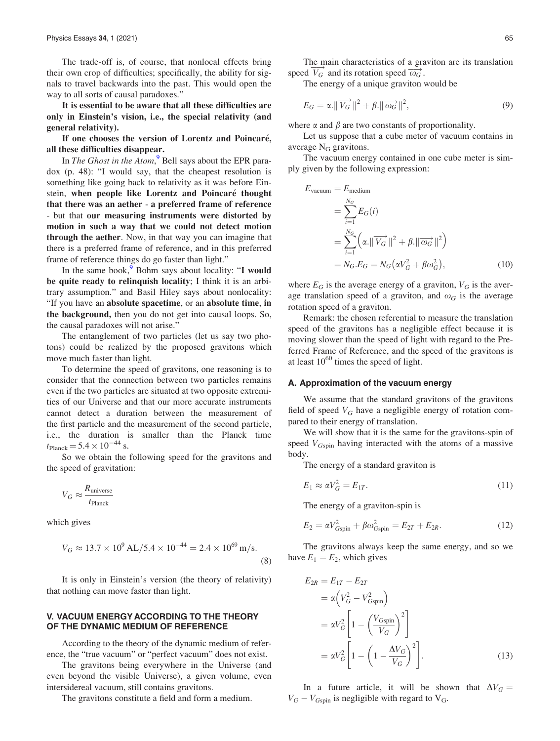The trade-off is, of course, that nonlocal effects bring their own crop of difficulties; specifically, the ability for signals to travel backwards into the past. This would open the way to all sorts of causal paradoxes."

**It is essential to be aware that all these difficulties are only in Einstein's vision, i.e., the special relativity (and general relativity).**

**If one chooses the version of Lorentz and Poincaré, all these difficulties disappear.**

In *The Ghost in the Atom*,[9] Bell says about the EPR paradox (p. 48): "I would say, that the cheapest resolution is something like going back to relativity as it was before Einstein, **when people like Lorentz and Poincaré thought that there was an aether - a preferred frame of reference** - but that **our measuring instruments were distorted by motion in such a way that we could not detect motion through the aether**. Now, in that way you can imagine that there is a preferred frame of reference, and in this preferred frame of reference things do go faster than light."

In the same book,[9] Bohm says about locality: "**I would be quite ready to relinquish locality**; I think it is an arbitrary assumption." and Basil Hiley says about nonlocality: "If you have an **absolute spacetime**, or an **absolute time**, **in the background,** then you do not get into causal loops. So, the causal paradoxes will not arise."

The entanglement of two particles (let us say two photons) could be realized by the proposed gravitons which move much faster than light.

To determine the speed of gravitons, one reasoning is to consider that the connection between two particles remains even if the two particles are situated at two opposite extremities of our Universe and that our more accurate instruments cannot detect a duration between the measurement of the first particle and the measurement of the second particle, i.e., the duration is smaller than the Planck time $t_{\text{Planck}} = 5.4 \times 10^{-44}$ s.

So we obtain the following speed for the gravitons and the speed of gravitation:

$$V_G \approx \frac{R_{\text{universe}}}{t_{\text{Planck}}}$$

which gives

$$V_G \approx 13.7 \times 10^9 \,\text{AL}/5.4 \times 10^{-44} = 2.4 \times 10^{69} \,\text{m/s}. \tag{8}$$

It is only in Einstein's version (the theory of relativity) that nothing can move faster than light.

## V. VACUUM ENERGY ACCORDING TO THE THEORY OF THE DYNAMIC MEDIUM OF REFERENCE

According to the theory of the dynamic medium of reference, the "true vacuum" or "perfect vacuum" does not exist.

The gravitons being everywhere in the Universe (and even beyond the visible Universe), a given volume, even intersidereal vacuum, still contains gravitons.

The gravitons constitute a field and form a medium.

The main characteristics of a graviton are its translation speed $\overrightarrow{V_G}$ and its rotation speed $\overrightarrow{\omega_G}$.

The energy of a unique graviton would be

$$E_G = \alpha.\|\overrightarrow{V_G}\|^2 + \beta.\|\overrightarrow{\omega_G}\|^2, \tag{9}$$

where $\alpha$ and $\beta$ are two constants of proportionality.

Let us suppose that a cube meter of vacuum contains in average $N_G$ gravitons.

The vacuum energy contained in one cube meter is simply given by the following expression:

$$\begin{aligned} E_{\text{vacuum}} &= E_{\text{medium}} \\ &= \sum_{i=1}^{N_G} E_G(i) \\ &= \sum_{i=1}^{N_G} \left( \alpha.\|\overrightarrow{V_G}\|^2 + \beta.\|\overrightarrow{\omega_G}\|^2 \right) \\ &= N_G.E_G = N_G\left(\alpha V_G^2 + \beta\omega_G^2\right), \end{aligned} \tag{10}$$

where $E_G$ is the average energy of a graviton, $V_G$ is the average translation speed of a graviton, and $\omega_G$ is the average rotation speed of a graviton.

Remark: the chosen referential to measure the translation speed of the gravitons has a negligible effect because it is moving slower than the speed of light with regard to the Preferred Frame of Reference, and the speed of the gravitons is at least $10^{60}$ times the speed of light.

### A. Approximation of the vacuum energy

We assume that the standard gravitons of the gravitons field of speed $V_G$ have a negligible energy of rotation compared to their energy of translation.

We will show that it is the same for the gravitons-spin of speed $V_{G\text{spin}}$ having interacted with the atoms of a massive body.

The energy of a standard graviton is

$$E_1 \approx \alpha V_G^2 = E_{1T}. \tag{11}$$

The energy of a graviton-spin is

$$E_2 = \alpha V_{G\text{spin}}^2 + \beta\omega_{G\text{spin}}^2 = E_{2T} + E_{2R}. \tag{12}$$

The gravitons always keep the same energy, and so we have $E_1 = E_2$, which gives

$$\begin{aligned} E_{2R} &= E_{1T} - E_{2T} \\ &= \alpha\left(V_G^2 - V_{G\text{spin}}^2\right) \\ &= \alpha V_G^2\left[1 - \left(\frac{V_{G\text{spin}}}{V_G}\right)^2\right] \\ &= \alpha V_G^2\left[1 - \left(1 - \frac{\Delta V_G}{V_G}\right)^2\right]. \end{aligned} \tag{13}$$

In a future article, it will be shown that $\Delta V_G = V_G - V_{G\text{spin}}$ is negligible with regard to $V_G$.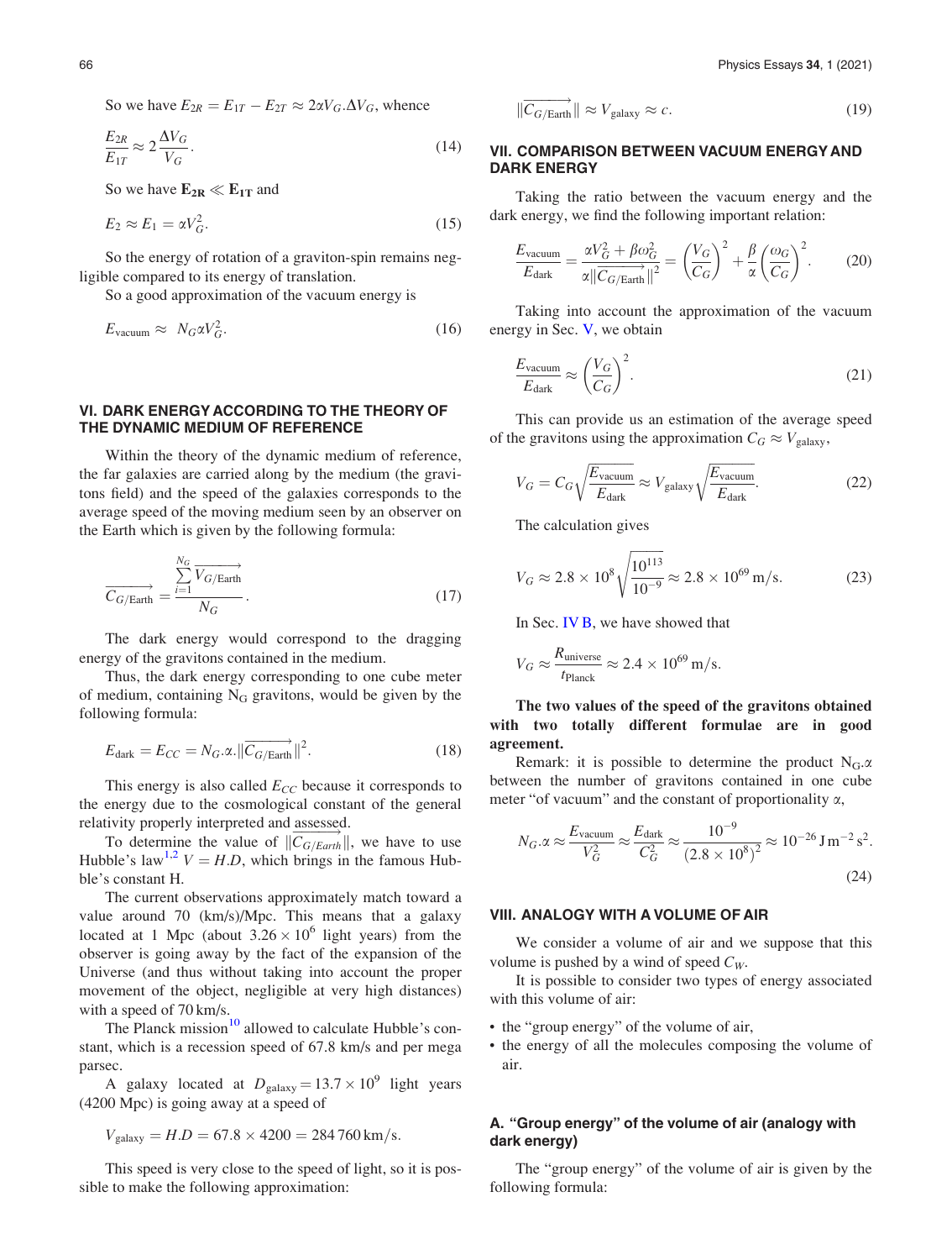So we have $E_{2R} = E_{1T} - E_{2T} \approx 2\alpha V_G.\Delta V_G$, whence

$$\frac{E_{2R}}{E_{1T}} \approx 2\frac{\Delta V_G}{V_G}. \tag{14}$$

So we have $\mathbf{E_{2R} \ll E_{1T}}$ and

$$E_2 \approx E_1 = \alpha V_G^2. \tag{15}$$

So the energy of rotation of a graviton-spin remains negligible compared to its energy of translation.

So a good approximation of the vacuum energy is

$$E_{\text{vacuum}} \approx N_G \alpha V_G^2. \tag{16}$$

## VI. DARK ENERGY ACCORDING TO THE THEORY OF THE DYNAMIC MEDIUM OF REFERENCE

Within the theory of the dynamic medium of reference, the far galaxies are carried along by the medium (the gravitons field) and the speed of the galaxies corresponds to the average speed of the moving medium seen by an observer on the Earth which is given by the following formula:

$$\overrightarrow{C_{G/\text{Earth}}} = \frac{\sum_{i=1}^{N_G} \overrightarrow{V_{G/\text{Earth}}}}{N_G}. \tag{17}$$

The dark energy would correspond to the dragging energy of the gravitons contained in the medium.

Thus, the dark energy corresponding to one cube meter of medium, containing $N_G$ gravitons, would be given by the following formula:

$$E_{\text{dark}} = E_{CC} = N_G.\alpha.\|\overrightarrow{C_{G/\text{Earth}}}\|^2. \tag{18}$$

This energy is also called $E_{CC}$ because it corresponds to the energy due to the cosmological constant of the general relativity properly interpreted and assessed.

To determine the value of $\|\overrightarrow{C_{G/Earth}}\|$, we have to use Hubble's law[1,2] $V = H.D$, which brings in the famous Hubble's constant H.

The current observations approximately match toward a value around 70 (km/s)/Mpc. This means that a galaxy located at 1 Mpc (about $3.26 \times 10^6$ light years) from the observer is going away by the fact of the expansion of the Universe (and thus without taking into account the proper movement of the object, negligible at very high distances) with a speed of 70 km/s.

The Planck mission[10] allowed to calculate Hubble's constant, which is a recession speed of 67.8 km/s and per mega parsec.

A galaxy located at $D_{\text{galaxy}} = 13.7 \times 10^9$ light years (4200 Mpc) is going away at a speed of

$$V_{\text{galaxy}} = H.D = 67.8 \times 4200 = 284\,760\,\text{km/s}.$$

This speed is very close to the speed of light, so it is possible to make the following approximation:

$$\|\overrightarrow{C_{G/\text{Earth}}}\| \approx V_{\text{galaxy}} \approx c. \tag{19}$$

## VII. COMPARISON BETWEEN VACUUM ENERGY AND DARK ENERGY

Taking the ratio between the vacuum energy and the dark energy, we find the following important relation:

$$\frac{E_{\text{vacuum}}}{E_{\text{dark}}} = \frac{\alpha V_G^2 + \beta \omega_G^2}{\alpha \|\overrightarrow{C_{G/\text{Earth}}}\|^2} = \left(\frac{V_G}{C_G}\right)^2 + \frac{\beta}{\alpha}\left(\frac{\omega_G}{C_G}\right)^2. \tag{20}$$

Taking into account the approximation of the vacuum energy in Sec. V, we obtain

$$\frac{E_{\text{vacuum}}}{E_{\text{dark}}} \approx \left(\frac{V_G}{C_G}\right)^2. \tag{21}$$

This can provide us an estimation of the average speed of the gravitons using the approximation $C_G \approx V_{\text{galaxy}}$,

$$V_G = C_G\sqrt{\frac{E_{\text{vacuum}}}{E_{\text{dark}}}} \approx V_{\text{galaxy}}\sqrt{\frac{E_{\text{vacuum}}}{E_{\text{dark}}}}. \tag{22}$$

The calculation gives

$$V_G \approx 2.8 \times 10^8\sqrt{\frac{10^{113}}{10^{-9}}} \approx 2.8 \times 10^{69}\,\text{m/s}. \tag{23}$$

In Sec. IV B, we have showed that

$$V_G \approx \frac{R_{\text{universe}}}{t_{\text{Planck}}} \approx 2.4 \times 10^{69}\,\text{m/s}.$$

**The two values of the speed of the gravitons obtained with two totally different formulae are in good agreement.**

Remark: it is possible to determine the product $N_G.\alpha$ between the number of gravitons contained in one cube meter "of vacuum" and the constant of proportionality $\alpha$,

$$N_G.\alpha \approx \frac{E_{\text{vacuum}}}{V_G^2} \approx \frac{E_{\text{dark}}}{C_G^2} \approx \frac{10^{-9}}{(2.8 \times 10^8)^2} \approx 10^{-26}\,\text{J}\,\text{m}^{-2}\,\text{s}^2. \tag{24}$$

## VIII. ANALOGY WITH A VOLUME OF AIR

We consider a volume of air and we suppose that this volume is pushed by a wind of speed $C_W$.

It is possible to consider two types of energy associated with this volume of air:

- the "group energy" of the volume of air,
- the energy of all the molecules composing the volume of air.

### A. "Group energy" of the volume of air (analogy with dark energy)

The "group energy" of the volume of air is given by the following formula: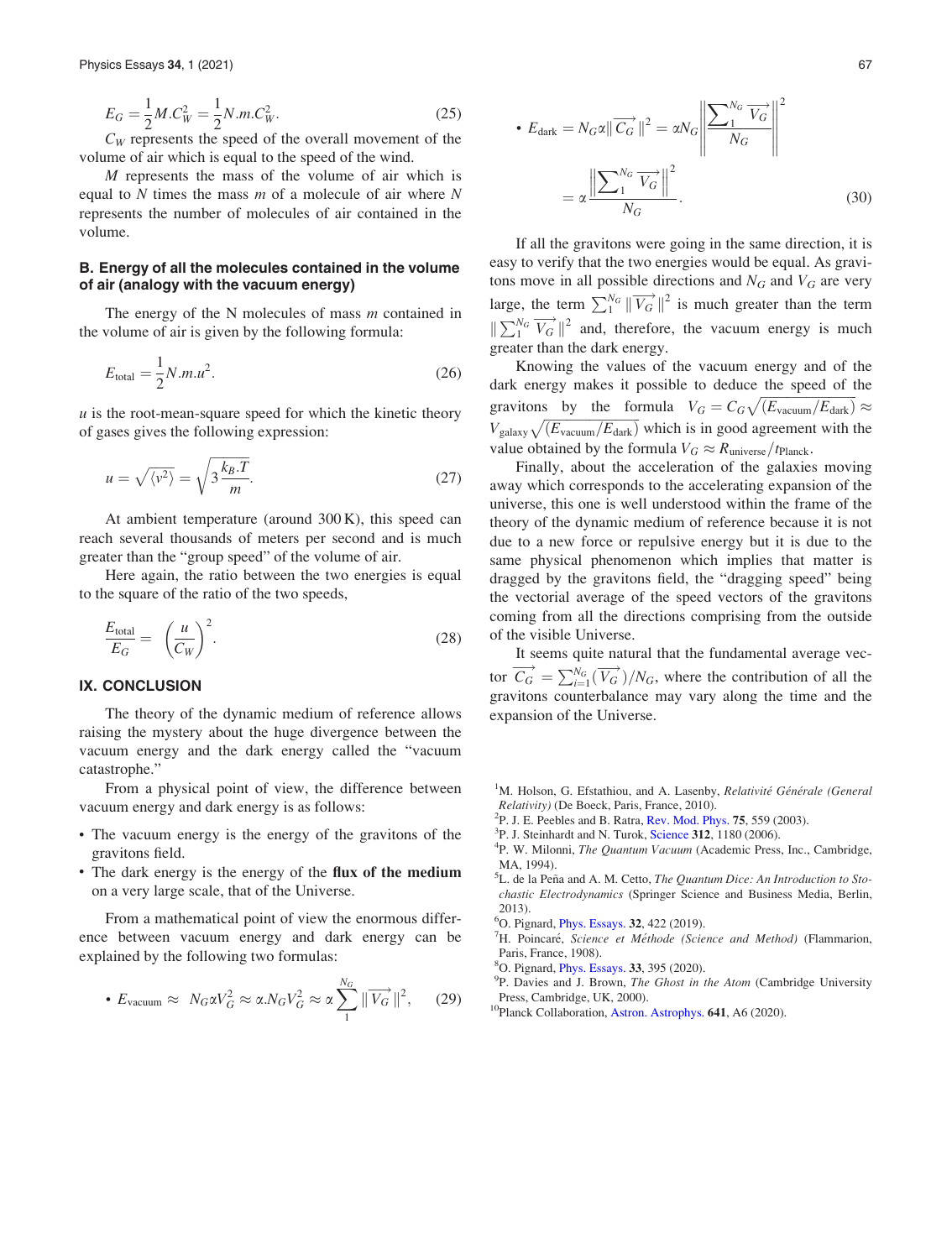$$E_G = \frac{1}{2}M.C_W^2 = \frac{1}{2}N.m.C_W^2. \tag{25}$$

$C_W$ represents the speed of the overall movement of the volume of air which is equal to the speed of the wind.

$M$ represents the mass of the volume of air which is equal to $N$ times the mass $m$ of a molecule of air where $N$ represents the number of molecules of air contained in the volume.

### B. Energy of all the molecules contained in the volume of air (analogy with the vacuum energy)

The energy of the N molecules of mass $m$ contained in the volume of air is given by the following formula:

$$E_{\text{total}} = \frac{1}{2}N.m.u^2. \tag{26}$$

$u$ is the root-mean-square speed for which the kinetic theory of gases gives the following expression:

$$u = \sqrt{\langle v^2 \rangle} = \sqrt{3\frac{k_B.T}{m}}. \tag{27}$$

At ambient temperature (around 300 K), this speed can reach several thousands of meters per second and is much greater than the "group speed" of the volume of air.

Here again, the ratio between the two energies is equal to the square of the ratio of the two speeds,

$$\frac{E_{\text{total}}}{E_G} = \left(\frac{u}{C_W}\right)^2. \tag{28}$$

## IX. CONCLUSION

The theory of the dynamic medium of reference allows raising the mystery about the huge divergence between the vacuum energy and the dark energy called the "vacuum catastrophe."

From a physical point of view, the difference between vacuum energy and dark energy is as follows:

- The vacuum energy is the energy of the gravitons of the gravitons field.
- The dark energy is the energy of the **flux of the medium** on a very large scale, that of the Universe.

From a mathematical point of view the enormous difference between vacuum energy and dark energy can be explained by the following two formulas:

- $$E_{\text{vacuum}} \approx N_G \alpha V_G^2 \approx \alpha.N_G V_G^2 \approx \alpha \sum_1^{N_G} \|\overrightarrow{V_G}\|^2, \tag{29}$$

- $$E_{\text{dark}} = N_G \alpha \|\overrightarrow{C_G}\|^2 = \alpha N_G \left\| \frac{\sum_1^{N_G} \overrightarrow{V_G}}{N_G} \right\|^2 = \alpha \frac{\left\| \sum_1^{N_G} \overrightarrow{V_G} \right\|^2}{N_G}. \tag{30}$$

If all the gravitons were going in the same direction, it is easy to verify that the two energies would be equal. As gravitons move in all possible directions and $N_G$ and $V_G$ are very large, the term $\sum_1^{N_G} \|\overrightarrow{V_G}\|^2$ is much greater than the term $\|\sum_1^{N_G} \overrightarrow{V_G}\|^2$ and, therefore, the vacuum energy is much greater than the dark energy.

Knowing the values of the vacuum energy and of the dark energy makes it possible to deduce the speed of the gravitons by the formula $V_G = C_G\sqrt{(E_{\text{vacuum}}/E_{\text{dark}})} \approx V_{\text{galaxy}}\sqrt{(E_{\text{vacuum}}/E_{\text{dark}})}$ which is in good agreement with the value obtained by the formula $V_G \approx R_{\text{universe}}/t_{\text{Planck}}$.

Finally, about the acceleration of the galaxies moving away which corresponds to the accelerating expansion of the universe, this one is well understood within the frame of the theory of the dynamic medium of reference because it is not due to a new force or repulsive energy but it is due to the same physical phenomenon which implies that matter is dragged by the gravitons field, the "dragging speed" being the vectorial average of the speed vectors of the gravitons coming from all the directions comprising from the outside of the visible Universe.

It seems quite natural that the fundamental average vector $\overrightarrow{C_G} = \sum_{i=1}^{N_G}(\overrightarrow{V_G})/N_G$, where the contribution of all the gravitons counterbalance may vary along the time and the expansion of the Universe.

[1] M. Holson, G. Efstathiou, and A. Lasenby, *Relativité Générale (General Relativity)* (De Boeck, Paris, France, 2010).
[2] P. J. E. Peebles and B. Ratra, Rev. Mod. Phys. **75**, 559 (2003).
[3] P. J. Steinhardt and N. Turok, Science **312**, 1180 (2006).
[4] P. W. Milonni, *The Quantum Vacuum* (Academic Press, Inc., Cambridge, MA, 1994).
[5] L. de la Peña and A. M. Cetto, *The Quantum Dice: An Introduction to Stochastic Electrodynamics* (Springer Science and Business Media, Berlin, 2013).
[6] O. Pignard, Phys. Essays. **32**, 422 (2019).
[7] H. Poincaré, *Science et Méthode (Science and Method)* (Flammarion, Paris, France, 1908).
[8] O. Pignard, Phys. Essays. **33**, 395 (2020).
[9] P. Davies and J. Brown, *The Ghost in the Atom* (Cambridge University Press, Cambridge, UK, 2000).
[10] Planck Collaboration, Astron. Astrophys. **641**, A6 (2020).